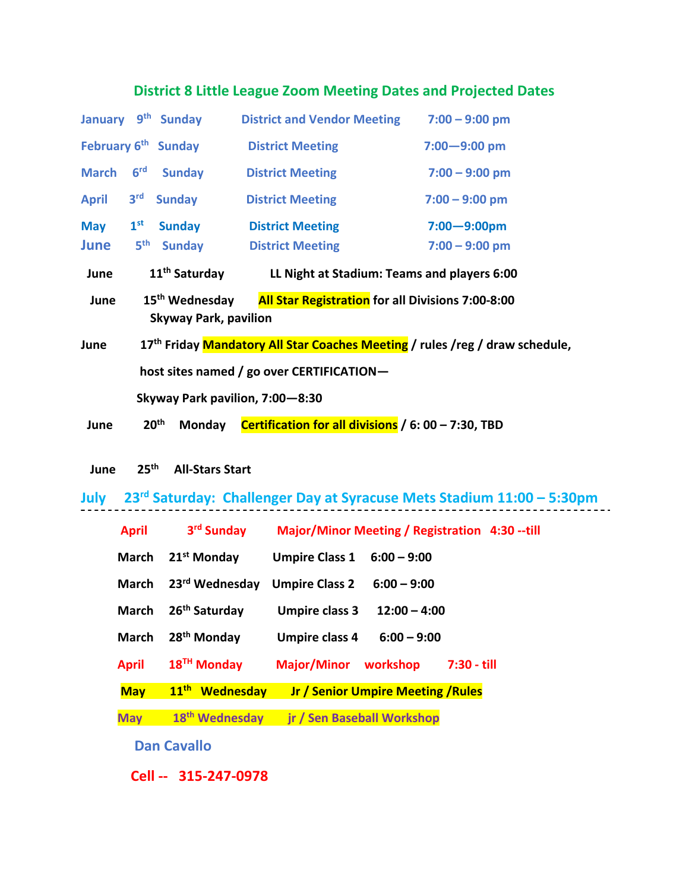## District 8 Little League Zoom Meeting Dates and Projected Dates

| | | | | |
|---|---|---|---|---|
| January | 9th | Sunday | District and Vendor Meeting | 7:00 – 9:00 pm |
| February | 6th | Sunday | District Meeting | 7:00—9:00 pm |
| March | 6rd | Sunday | District Meeting | 7:00 – 9:00 pm |
| April | 3rd | Sunday | District Meeting | 7:00 – 9:00 pm |
| May | 1st | Sunday | District Meeting | 7:00—9:00pm |
| June | 5th | Sunday | District Meeting | 7:00 – 9:00 pm |

**June 11th Saturday LL Night at Stadium: Teams and players 6:00**

**June 15th Wednesday All Star Registration for all Divisions 7:00-8:00 Skyway Park, pavilion**

**June 17th Friday Mandatory All Star Coaches Meeting / rules /reg / draw schedule, host sites named / go over CERTIFICATION— Skyway Park pavilion, 7:00—8:30**

**June 20th Monday Certification for all divisions / 6: 00 – 7:30, TBD**

**June 25th All-Stars Start**

**July 23rd Saturday: Challenger Day at Syracuse Mets Stadium 11:00 – 5:30pm**

---

| | | | |
|---|---|---|---|
| April | 3rd Sunday | Major/Minor Meeting / Registration | 4:30 --till |
| March | 21st Monday | Umpire Class 1 | 6:00 – 9:00 |
| March | 23rd Wednesday | Umpire Class 2 | 6:00 – 9:00 |
| March | 26th Saturday | Umpire class 3 | 12:00 – 4:00 |
| March | 28th Monday | Umpire class 4 | 6:00 – 9:00 |
| April | 18TH Monday | Major/Minor workshop | 7:30 - till |
| May | 11th Wednesday | Jr / Senior Umpire Meeting /Rules | |
| May | 18th Wednesday | jr / Sen Baseball Workshop | |

**Dan Cavallo**

**Cell -- 315-247-0978**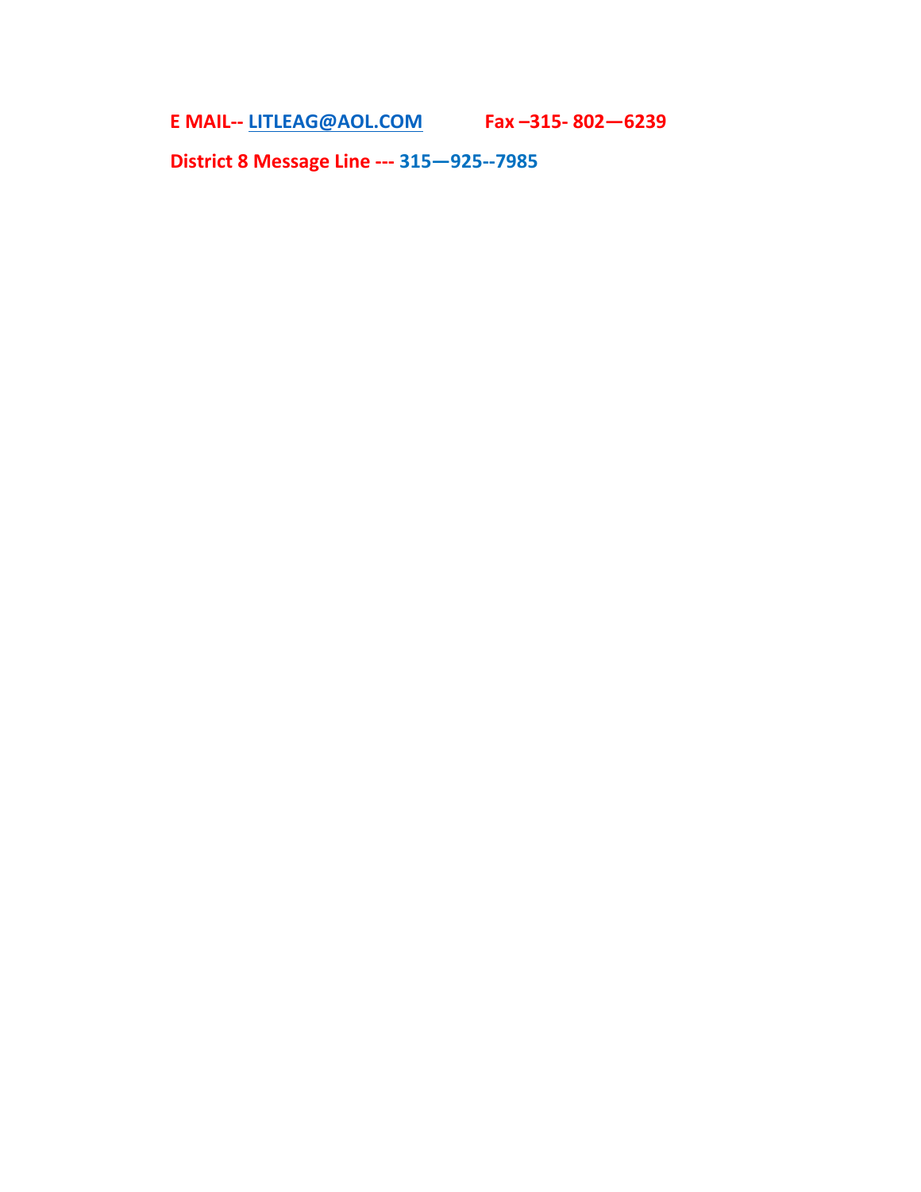**E MAIL-- [LITLEAG@AOL.COM](mailto:LITLEAG@AOL.COM)          Fax –315- 802—6239**

**District 8 Message Line --- 315—925--7985**